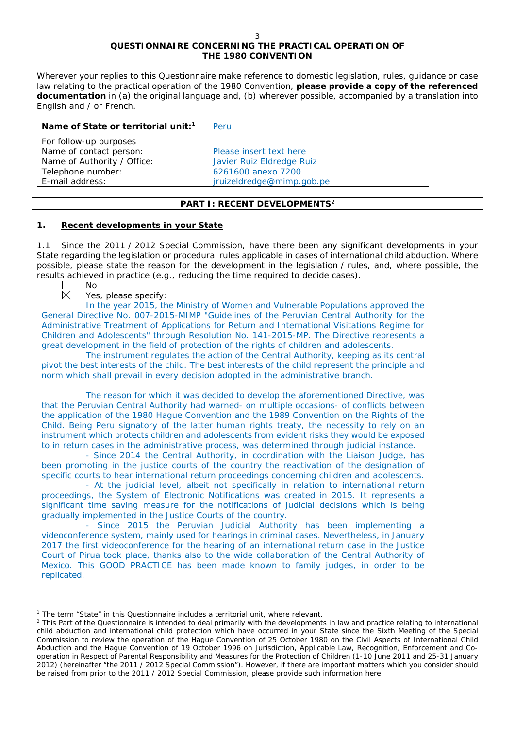# QUESTIONNAIRE CONCERNING THE PRACTICAL OPERATION OF THE 1980 CONVENTION

Wherever your replies to this Questionnaire make reference to domestic legislation, rules, guidance or case law relating to the practical operation of the 1980 Convention, **please provide a copy of the referenced documentation** in (a) the original language and, (b) wherever possible, accompanied by a translation into English and / or French.

| **Name of State or territorial unit:**[1] | Peru |
|---|---|
| For follow-up purposes | |
| Name of contact person: | Please insert text here |
| Name of Authority / Office: | Javier Ruiz Eldredge Ruiz |
| Telephone number: | 6261600 anexo 7200 |
| E-mail address: | jruizeldredge@mimp.gob.pe |

## PART I: RECENT DEVELOPMENTS[2]

### 1. Recent developments in your State

1.1 Since the 2011 / 2012 Special Commission, have there been any significant developments in your State regarding the legislation or procedural rules applicable in cases of international child abduction. Where possible, please state the reason for the development in the legislation / rules, and, where possible, the results achieved in practice (e.g., reducing the time required to decide cases).

☐ No

☒ Yes, please specify:

In the year 2015, the Ministry of Women and Vulnerable Populations approved the General Directive No. 007-2015-MIMP "Guidelines of the Peruvian Central Authority for the Administrative Treatment of Applications for Return and International Visitations Regime for Children and Adolescents" through Resolution No. 141-2015-MP. The Directive represents a great development in the field of protection of the rights of children and adolescents.

The instrument regulates the action of the Central Authority, keeping as its central pivot the best interests of the child. The best interests of the child represent the principle and norm which shall prevail in every decision adopted in the administrative branch.

The reason for which it was decided to develop the aforementioned Directive, was that the Peruvian Central Authority had warned- on multiple occasions- of conflicts between the application of the 1980 Hague Convention and the 1989 Convention on the Rights of the Child. Being Peru signatory of the latter human rights treaty, the necessity to rely on an instrument which protects children and adolescents from evident risks they would be exposed to in return cases in the administrative process, was determined through judicial instance.

- Since 2014 the Central Authority, in coordination with the Liaison Judge, has been promoting in the justice courts of the country the reactivation of the designation of specific courts to hear international return proceedings concerning children and adolescents.
- At the judicial level, albeit not specifically in relation to international return proceedings, the System of Electronic Notifications was created in 2015. It represents a significant time saving measure for the notifications of judicial decisions which is being gradually implemented in the Justice Courts of the country.
- Since 2015 the Peruvian Judicial Authority has been implementing a videoconference system, mainly used for hearings in criminal cases. Nevertheless, in January 2017 the first videoconference for the hearing of an international return case in the Justice Court of Pirua took place, thanks also to the wide collaboration of the Central Authority of Mexico. This GOOD PRACTICE has been made known to family judges, in order to be replicated.

---

[1] The term "State" in this Questionnaire includes a territorial unit, where relevant.

[2] This Part of the Questionnaire is intended to deal primarily with the developments in law and practice relating to international child abduction and international child protection which have occurred in your State since the Sixth Meeting of the Special Commission to review the operation of the Hague Convention of 25 October 1980 on the Civil Aspects of International Child Abduction and the Hague Convention of 19 October 1996 on Jurisdiction, Applicable Law, Recognition, Enforcement and Co-operation in Respect of Parental Responsibility and Measures for the Protection of Children (1-10 June 2011 and 25-31 January 2012) (hereinafter "the 2011 / 2012 Special Commission"). However, if there are important matters which you consider should be raised from prior to the 2011 / 2012 Special Commission, please provide such information here.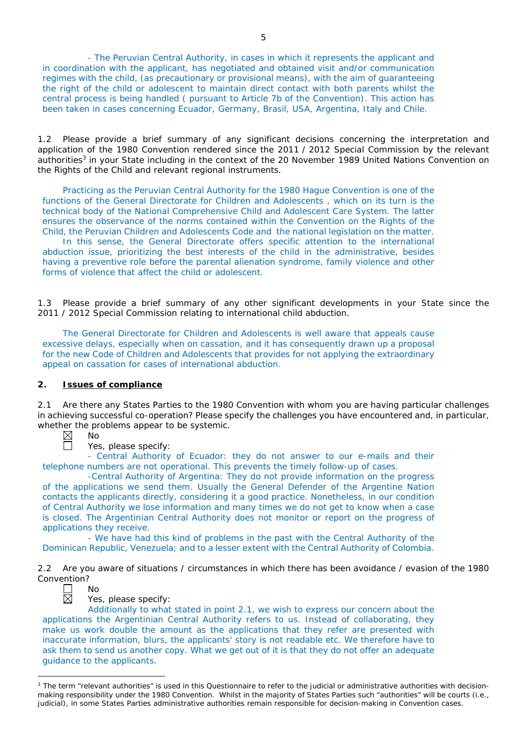- The Peruvian Central Authority, in cases in which it represents the applicant and in coordination with the applicant, has negotiated and obtained visit and/or communication regimes with the child, (as precautionary or provisional means), with the aim of guaranteeing the right of the child or adolescent to maintain direct contact with both parents whilst the central process is being handled ( pursuant to Article 7b of the Convention). This action has been taken in cases concerning Ecuador, Germany, Brasil, USA, Argentina, Italy and Chile.

1.2 Please provide a brief summary of any significant decisions concerning the interpretation and application of the 1980 Convention rendered since the 2011 / 2012 Special Commission by the relevant authorities[3] in your State including in the context of the 20 November 1989 United Nations Convention on the Rights of the Child and relevant regional instruments.

Practicing as the Peruvian Central Authority for the 1980 Hague Convention is one of the functions of the General Directorate for Children and Adolescents , which on its turn is the technical body of the National Comprehensive Child and Adolescent Care System. The latter ensures the observance of the norms contained within the Convention on the Rights of the Child, the Peruvian Children and Adolescents Code and the national legislation on the matter.

In this sense, the General Directorate offers specific attention to the international abduction issue, prioritizing the best interests of the child in the administrative, besides having a preventive role before the parental alienation syndrome, family violence and other forms of violence that affect the child or adolescent.

1.3 Please provide a brief summary of any other significant developments in your State since the 2011 / 2012 Special Commission relating to international child abduction.

The General Directorate for Children and Adolescents is well aware that appeals cause excessive delays, especially when on cassation, and it has consequently drawn up a proposal for the new Code of Children and Adolescents that provides for not applying the extraordinary appeal on cassation for cases of international abduction.

## 2. Issues of compliance

2.1 Are there any States Parties to the 1980 Convention with whom you are having particular challenges in achieving successful co-operation? Please specify the challenges you have encountered and, in particular, whether the problems appear to be systemic.

☒ No

☐ Yes, please specify:

- Central Authority of Ecuador: they do not answer to our e-mails and their telephone numbers are not operational. This prevents the timely follow-up of cases.

-Central Authority of Argentina: They do not provide information on the progress of the applications we send them. Usually the General Defender of the Argentine Nation contacts the applicants directly, considering it a good practice. Nonetheless, in our condition of Central Authority we lose information and many times we do not get to know when a case is closed. The Argentinian Central Authority does not monitor or report on the progress of applications they receive.

- We have had this kind of problems in the past with the Central Authority of the Dominican Republic, Venezuela; and to a lesser extent with the Central Authority of Colombia.

2.2 Are you aware of situations / circumstances in which there has been avoidance / evasion of the 1980 Convention?

☐ No

☒ Yes, please specify:

Additionally to what stated in point 2.1, we wish to express our concern about the applications the Argentinian Central Authority refers to us. Instead of collaborating, they make us work double the amount as the applications that they refer are presented with inaccurate information, blurs, the applicants' story is not readable etc. We therefore have to ask them to send us another copy. What we get out of it is that they do not offer an adequate guidance to the applicants.

---

[3] The term "relevant authorities" is used in this Questionnaire to refer to the judicial or administrative authorities with decision-making responsibility under the 1980 Convention. Whilst in the majority of States Parties such "authorities" will be courts (i.e., judicial), in some States Parties administrative authorities remain responsible for decision-making in Convention cases.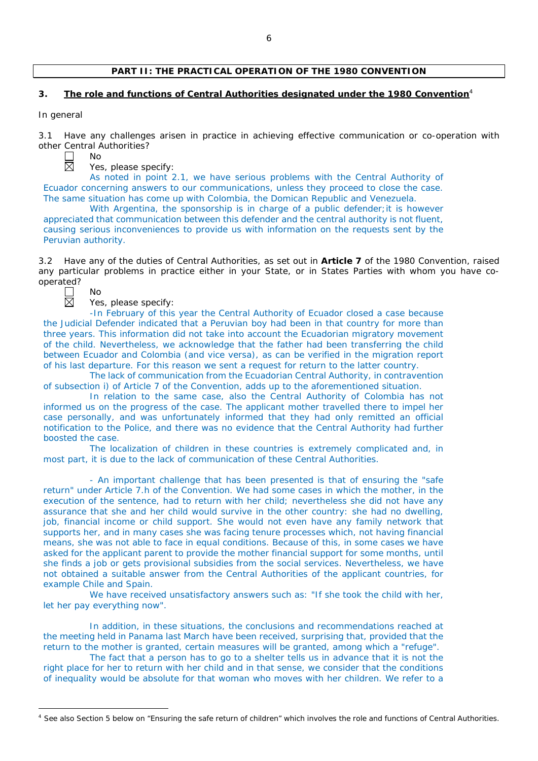**PART II: THE PRACTICAL OPERATION OF THE 1980 CONVENTION**

## 3. The role and functions of Central Authorities designated under the 1980 Convention[4]

*In general*

3.1 Have any challenges arisen in practice in achieving effective communication or co-operation with other Central Authorities?

☐ No
☒ Yes, please specify:

As noted in point 2.1, we have serious problems with the Central Authority of Ecuador concerning answers to our communications, unless they proceed to close the case. The same situation has come up with Colombia, the Domican Republic and Venezuela.

With Argentina, the sponsorship is in charge of a public defender; it is however appreciated that communication between this defender and the central authority is not fluent, causing serious inconveniences to provide us with information on the requests sent by the Peruvian authority.

3.2 Have any of the duties of Central Authorities, as set out in **Article 7** of the 1980 Convention, raised any particular problems in practice either in your State, or in States Parties with whom you have co-operated?

☐ No
☒ Yes, please specify:

-In February of this year the Central Authority of Ecuador closed a case because the Judicial Defender indicated that a Peruvian boy had been in that country for more than three years. This information did not take into account the Ecuadorian migratory movement of the child. Nevertheless, we acknowledge that the father had been transferring the child between Ecuador and Colombia (and vice versa), as can be verified in the migration report of his last departure. For this reason we sent a request for return to the latter country.

The lack of communication from the Ecuadorian Central Authority, in contravention of subsection i) of Article 7 of the Convention, adds up to the aforementioned situation.

In relation to the same case, also the Central Authority of Colombia has not informed us on the progress of the case. The applicant mother travelled there to impel her case personally, and was unfortunately informed that they had only remitted an official notification to the Police, and there was no evidence that the Central Authority had further boosted the case.

The localization of children in these countries is extremely complicated and, in most part, it is due to the lack of communication of these Central Authorities.

- An important challenge that has been presented is that of ensuring the "safe return" under Article 7.h of the Convention. We had some cases in which the mother, in the execution of the sentence, had to return with her child; nevertheless she did not have any assurance that she and her child would survive in the other country: she had no dwelling, job, financial income or child support. She would not even have any family network that supports her, and in many cases she was facing tenure processes which, not having financial means, she was not able to face in equal conditions. Because of this, in some cases we have asked for the applicant parent to provide the mother financial support for some months, until she finds a job or gets provisional subsidies from the social services. Nevertheless, we have not obtained a suitable answer from the Central Authorities of the applicant countries, for example Chile and Spain.

We have received unsatisfactory answers such as: "If she took the child with her, let her pay everything now".

In addition, in these situations, the conclusions and recommendations reached at the meeting held in Panama last March have been received, surprising that, provided that the return to the mother is granted, certain measures will be granted, among which a "refuge".

The fact that a person has to go to a shelter tells us in advance that it is not the right place for her to return with her child and in that sense, we consider that the conditions of inequality would be absolute for that woman who moves with her children. We refer to a

[4] See also Section 5 below on "Ensuring the safe return of children" which involves the role and functions of Central Authorities.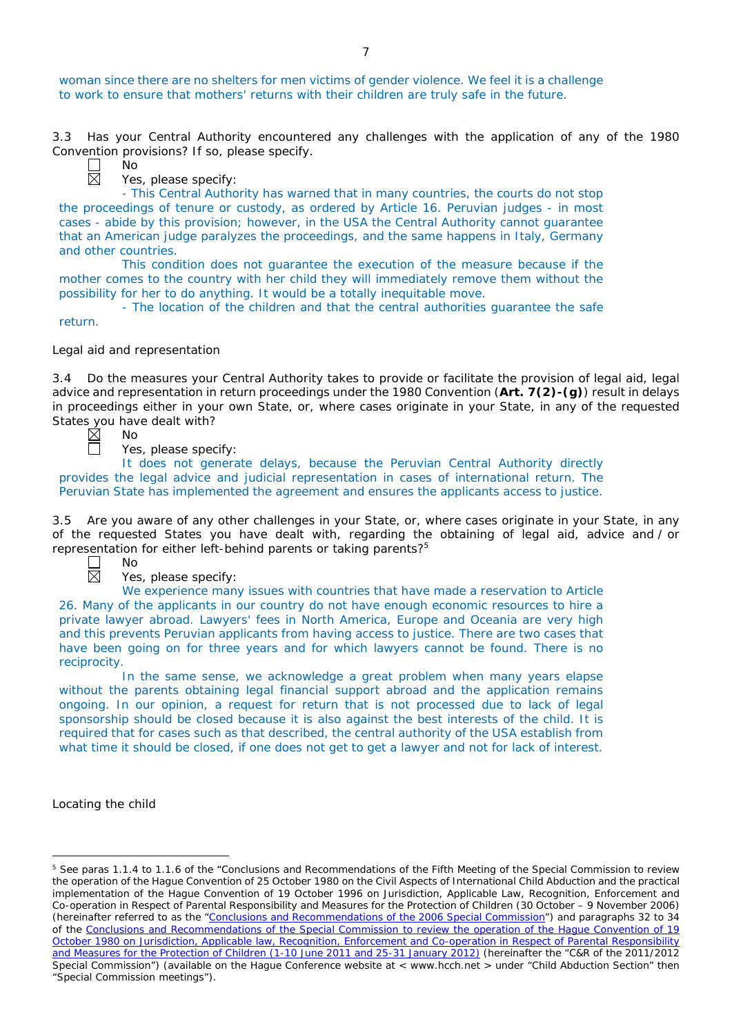woman since there are no shelters for men victims of gender violence. We feel it is a challenge to work to ensure that mothers' returns with their children are truly safe in the future.

3.3 Has your Central Authority encountered any challenges with the application of any of the 1980 Convention provisions? If so, please specify.

☐ No

☒ Yes, please specify:

- This Central Authority has warned that in many countries, the courts do not stop the proceedings of tenure or custody, as ordered by Article 16. Peruvian judges - in most cases - abide by this provision; however, in the USA the Central Authority cannot guarantee that an American judge paralyzes the proceedings, and the same happens in Italy, Germany and other countries.

This condition does not guarantee the execution of the measure because if the mother comes to the country with her child they will immediately remove them without the possibility for her to do anything. It would be a totally inequitable move.

- The location of the children and that the central authorities guarantee the safe return.

Legal aid and representation

3.4 Do the measures your Central Authority takes to provide or facilitate the provision of legal aid, legal advice and representation in return proceedings under the 1980 Convention (**Art. 7(2)-(g)**) result in delays in proceedings either in your own State, or, where cases originate in your State, in any of the requested States you have dealt with?

☒ No

☐ Yes, please specify:

It does not generate delays, because the Peruvian Central Authority directly provides the legal advice and judicial representation in cases of international return. The Peruvian State has implemented the agreement and ensures the applicants access to justice.

3.5 Are you aware of any other challenges in your State, or, where cases originate in your State, in any of the requested States you have dealt with, regarding the obtaining of legal aid, advice and / or representation for either left-behind parents or taking parents?[5]

☐ No

☒ Yes, please specify:

We experience many issues with countries that have made a reservation to Article 26. Many of the applicants in our country do not have enough economic resources to hire a private lawyer abroad. Lawyers' fees in North America, Europe and Oceania are very high and this prevents Peruvian applicants from having access to justice. There are two cases that have been going on for three years and for which lawyers cannot be found. There is no reciprocity.

In the same sense, we acknowledge a great problem when many years elapse without the parents obtaining legal financial support abroad and the application remains ongoing. In our opinion, a request for return that is not processed due to lack of legal sponsorship should be closed because it is also against the best interests of the child. It is required that for cases such as that described, the central authority of the USA establish from what time it should be closed, if one does not get to get a lawyer and not for lack of interest.

Locating the child

---

[5] See paras 1.1.4 to 1.1.6 of the "Conclusions and Recommendations of the Fifth Meeting of the Special Commission to review the operation of the Hague Convention of 25 October 1980 on the Civil Aspects of International Child Abduction and the practical implementation of the Hague Convention of 19 October 1996 on Jurisdiction, Applicable Law, Recognition, Enforcement and Co-operation in Respect of Parental Responsibility and Measures for the Protection of Children (30 October – 9 November 2006) (hereinafter referred to as the "Conclusions and Recommendations of the 2006 Special Commission") and paragraphs 32 to 34 of the Conclusions and Recommendations of the Special Commission to review the operation of the Hague Convention of 19 October 1980 on Jurisdiction, Applicable law, Recognition, Enforcement and Co-operation in Respect of Parental Responsibility and Measures for the Protection of Children (1-10 June 2011 and 25-31 January 2012) (hereinafter the "C&R of the 2011/2012 Special Commission") (available on the Hague Conference website at < www.hcch.net > under "Child Abduction Section" then "Special Commission meetings").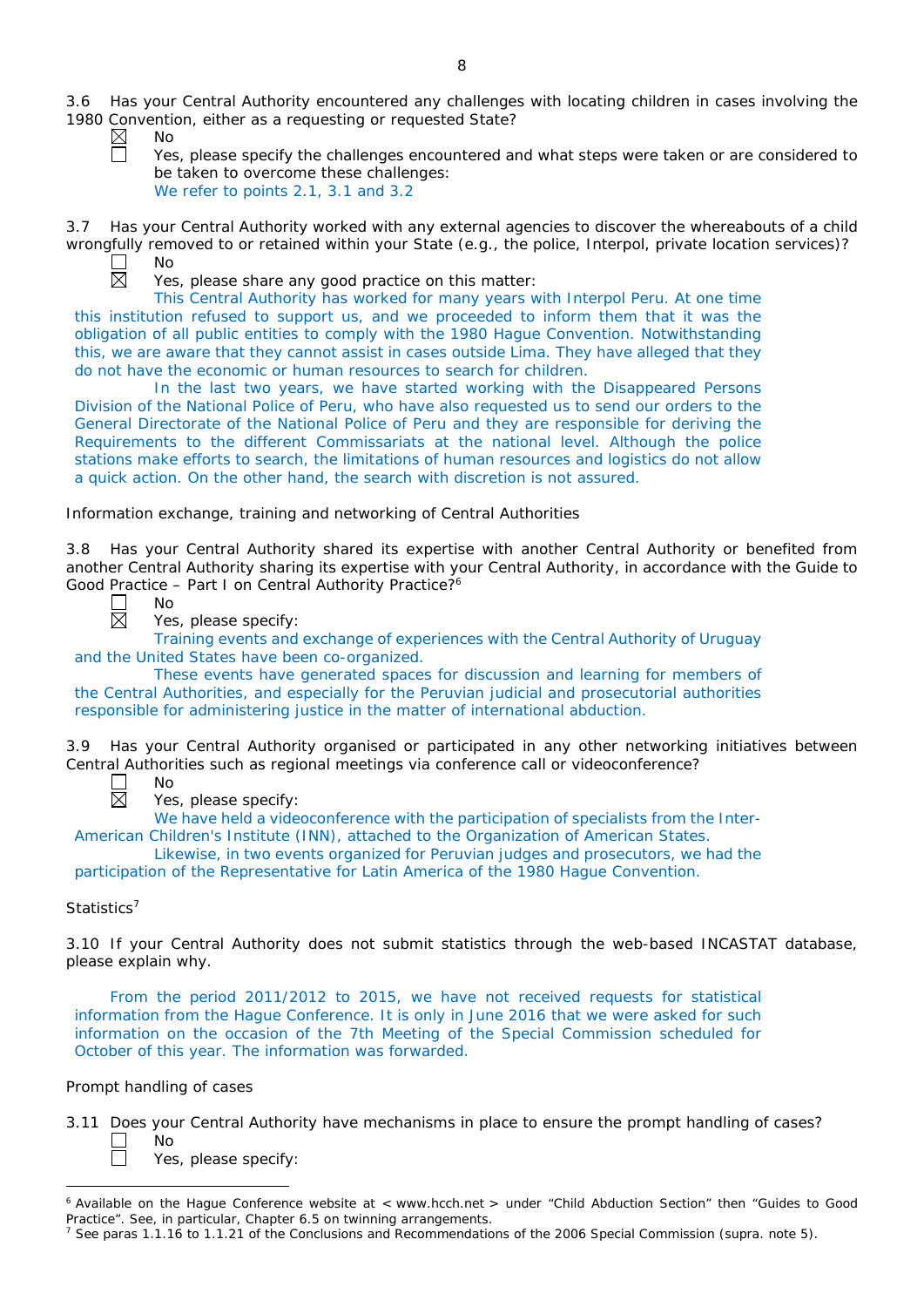3.6 Has your Central Authority encountered any challenges with locating children in cases involving the 1980 Convention, either as a requesting or requested State?

☒ No

☐ Yes, please specify the challenges encountered and what steps were taken or are considered to be taken to overcome these challenges:
We refer to points 2.1, 3.1 and 3.2

3.7 Has your Central Authority worked with any external agencies to discover the whereabouts of a child wrongfully removed to or retained within your State (e.g., the police, Interpol, private location services)?

☐ No

☒ Yes, please share any good practice on this matter:

This Central Authority has worked for many years with Interpol Peru. At one time this institution refused to support us, and we proceeded to inform them that it was the obligation of all public entities to comply with the 1980 Hague Convention. Notwithstanding this, we are aware that they cannot assist in cases outside Lima. They have alleged that they do not have the economic or human resources to search for children.

In the last two years, we have started working with the Disappeared Persons Division of the National Police of Peru, who have also requested us to send our orders to the General Directorate of the National Police of Peru and they are responsible for deriving the Requirements to the different Commissariats at the national level. Although the police stations make efforts to search, the limitations of human resources and logistics do not allow a quick action. On the other hand, the search with discretion is not assured.

Information exchange, training and networking of Central Authorities

3.8 Has your Central Authority shared its expertise with another Central Authority or benefited from another Central Authority sharing its expertise with your Central Authority, in accordance with the Guide to Good Practice – Part I on Central Authority Practice?[6]

☐ No

☒ Yes, please specify:

Training events and exchange of experiences with the Central Authority of Uruguay and the United States have been co-organized.

These events have generated spaces for discussion and learning for members of the Central Authorities, and especially for the Peruvian judicial and prosecutorial authorities responsible for administering justice in the matter of international abduction.

3.9 Has your Central Authority organised or participated in any other networking initiatives between Central Authorities such as regional meetings via conference call or videoconference?

☐ No

☒ Yes, please specify:

We have held a videoconference with the participation of specialists from the Inter-American Children's Institute (INN), attached to the Organization of American States.

Likewise, in two events organized for Peruvian judges and prosecutors, we had the participation of the Representative for Latin America of the 1980 Hague Convention.

Statistics[7]

3.10 If your Central Authority does not submit statistics through the web-based INCASTAT database, please explain why.

From the period 2011/2012 to 2015, we have not received requests for statistical information from the Hague Conference. It is only in June 2016 that we were asked for such information on the occasion of the 7th Meeting of the Special Commission scheduled for October of this year. The information was forwarded.

Prompt handling of cases

3.11 Does your Central Authority have mechanisms in place to ensure the prompt handling of cases?

☐ No

☐ Yes, please specify:

---

[6] Available on the Hague Conference website at < www.hcch.net > under "Child Abduction Section" then "Guides to Good Practice". See, in particular, Chapter 6.5 on twinning arrangements.

[7] See paras 1.1.16 to 1.1.21 of the Conclusions and Recommendations of the 2006 Special Commission (supra. note 5).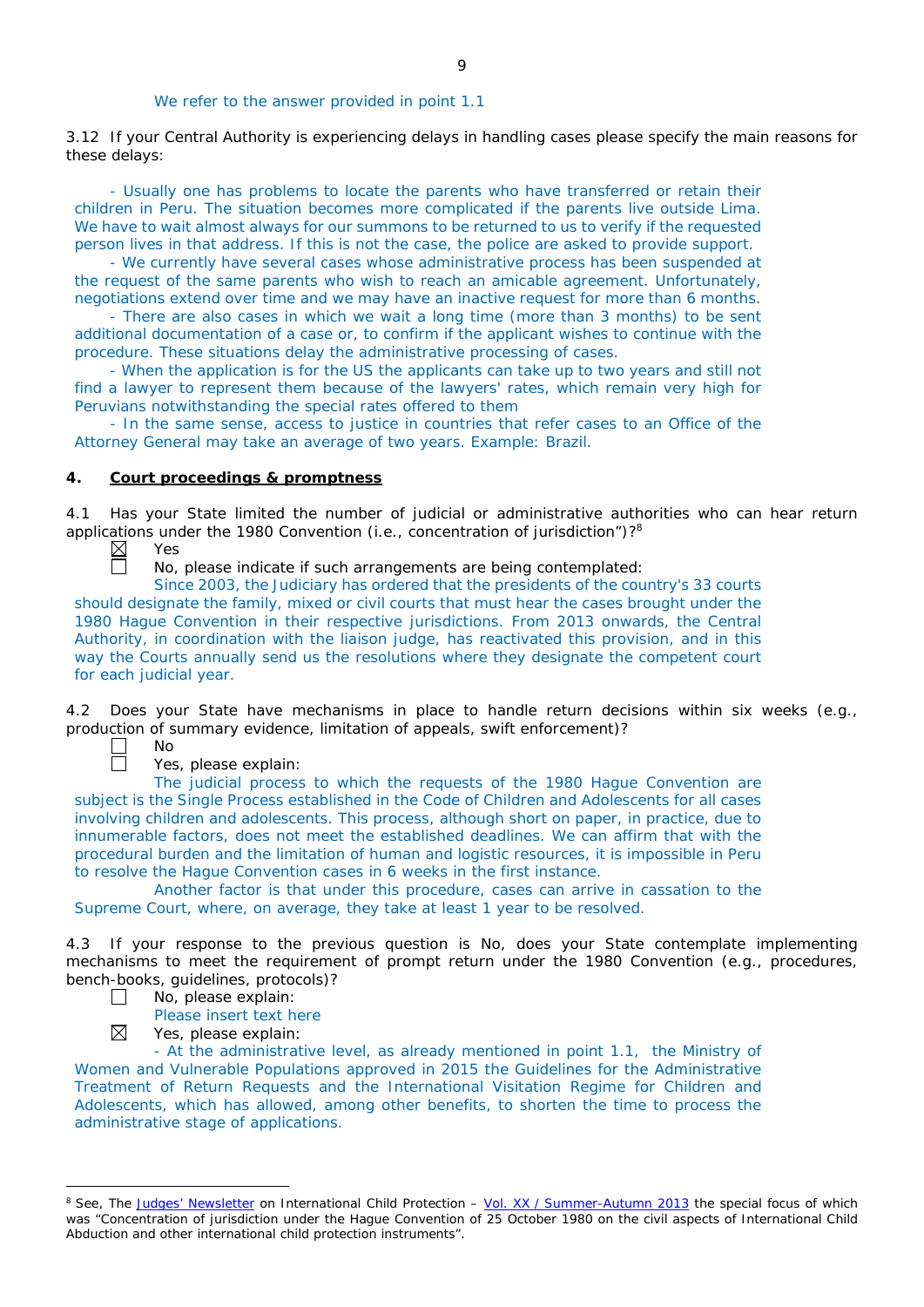We refer to the answer provided in point 1.1

3.12 If your Central Authority is experiencing delays in handling cases please specify the main reasons for these delays:

- Usually one has problems to locate the parents who have transferred or retain their children in Peru. The situation becomes more complicated if the parents live outside Lima. We have to wait almost always for our summons to be returned to us to verify if the requested person lives in that address. If this is not the case, the police are asked to provide support.
- We currently have several cases whose administrative process has been suspended at the request of the same parents who wish to reach an amicable agreement. Unfortunately, negotiations extend over time and we may have an inactive request for more than 6 months.
- There are also cases in which we wait a long time (more than 3 months) to be sent additional documentation of a case or, to confirm if the applicant wishes to continue with the procedure. These situations delay the administrative processing of cases.
- When the application is for the US the applicants can take up to two years and still not find a lawyer to represent them because of the lawyers' rates, which remain very high for Peruvians notwithstanding the special rates offered to them
- In the same sense, access to justice in countries that refer cases to an Office of the Attorney General may take an average of two years. Example: Brazil.

## 4. Court proceedings & promptness

4.1 Has your State limited the number of judicial or administrative authorities who can hear return applications under the 1980 Convention (i.e., concentration of jurisdiction")?[8]

☒ Yes

☐ No, please indicate if such arrangements are being contemplated:

Since 2003, the Judiciary has ordered that the presidents of the country's 33 courts should designate the family, mixed or civil courts that must hear the cases brought under the 1980 Hague Convention in their respective jurisdictions. From 2013 onwards, the Central Authority, in coordination with the liaison judge, has reactivated this provision, and in this way the Courts annually send us the resolutions where they designate the competent court for each judicial year.

4.2 Does your State have mechanisms in place to handle return decisions within six weeks (e.g., production of summary evidence, limitation of appeals, swift enforcement)?

☐ No

☐ Yes, please explain:

The judicial process to which the requests of the 1980 Hague Convention are subject is the Single Process established in the Code of Children and Adolescents for all cases involving children and adolescents. This process, although short on paper, in practice, due to innumerable factors, does not meet the established deadlines. We can affirm that with the procedural burden and the limitation of human and logistic resources, it is impossible in Peru to resolve the Hague Convention cases in 6 weeks in the first instance.

Another factor is that under this procedure, cases can arrive in cassation to the Supreme Court, where, on average, they take at least 1 year to be resolved.

4.3 If your response to the previous question is No, does your State contemplate implementing mechanisms to meet the requirement of prompt return under the 1980 Convention (e.g., procedures, bench-books, guidelines, protocols)?

☐ No, please explain:

Please insert text here

☒ Yes, please explain:

- At the administrative level, as already mentioned in point 1.1, the Ministry of Women and Vulnerable Populations approved in 2015 the Guidelines for the Administrative Treatment of Return Requests and the International Visitation Regime for Children and Adolescents, which has allowed, among other benefits, to shorten the time to process the administrative stage of applications.

---

[8] See, The Judges' Newsletter on International Child Protection – Vol. XX / Summer-Autumn 2013 the special focus of which was "Concentration of jurisdiction under the Hague Convention of 25 October 1980 on the civil aspects of International Child Abduction and other international child protection instruments".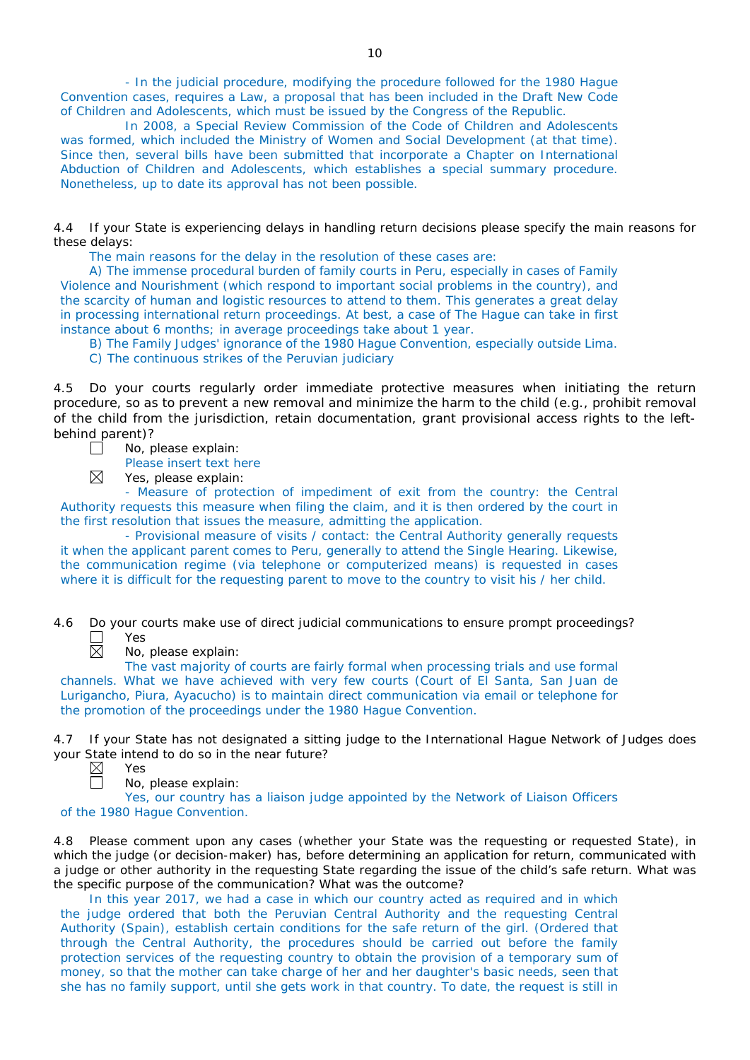- In the judicial procedure, modifying the procedure followed for the 1980 Hague Convention cases, requires a Law, a proposal that has been included in the Draft New Code of Children and Adolescents, which must be issued by the Congress of the Republic.

In 2008, a Special Review Commission of the Code of Children and Adolescents was formed, which included the Ministry of Women and Social Development (at that time). Since then, several bills have been submitted that incorporate a Chapter on International Abduction of Children and Adolescents, which establishes a special summary procedure. Nonetheless, up to date its approval has not been possible.

4.4 If your State is experiencing delays in handling return decisions please specify the main reasons for these delays:

The main reasons for the delay in the resolution of these cases are:

A) The immense procedural burden of family courts in Peru, especially in cases of Family Violence and Nourishment (which respond to important social problems in the country), and the scarcity of human and logistic resources to attend to them. This generates a great delay in processing international return proceedings. At best, a case of The Hague can take in first instance about 6 months; in average proceedings take about 1 year.

B) The Family Judges' ignorance of the 1980 Hague Convention, especially outside Lima.

C) The continuous strikes of the Peruvian judiciary

4.5 Do your courts regularly order immediate protective measures when initiating the return procedure, so as to prevent a new removal and minimize the harm to the child (e.g., prohibit removal of the child from the jurisdiction, retain documentation, grant provisional access rights to the left-behind parent)?

☐ No, please explain:
Please insert text here

☒ Yes, please explain:
- Measure of protection of impediment of exit from the country: the Central Authority requests this measure when filing the claim, and it is then ordered by the court in the first resolution that issues the measure, admitting the application.

- Provisional measure of visits / contact: the Central Authority generally requests it when the applicant parent comes to Peru, generally to attend the Single Hearing. Likewise, the communication regime (via telephone or computerized means) is requested in cases where it is difficult for the requesting parent to move to the country to visit his / her child.

4.6 Do your courts make use of direct judicial communications to ensure prompt proceedings?

☐ Yes

☒ No, please explain:
The vast majority of courts are fairly formal when processing trials and use formal channels. What we have achieved with very few courts (Court of El Santa, San Juan de Lurigancho, Piura, Ayacucho) is to maintain direct communication via email or telephone for the promotion of the proceedings under the 1980 Hague Convention.

4.7 If your State has not designated a sitting judge to the International Hague Network of Judges does your State intend to do so in the near future?

☒ Yes

☐ No, please explain:
Yes, our country has a liaison judge appointed by the Network of Liaison Officers of the 1980 Hague Convention.

4.8 Please comment upon any cases (whether your State was the requesting or requested State), in which the judge (or decision-maker) has, before determining an application for return, communicated with a judge or other authority in the requesting State regarding the issue of the child's safe return. What was the specific purpose of the communication? What was the outcome?

In this year 2017, we had a case in which our country acted as required and in which the judge ordered that both the Peruvian Central Authority and the requesting Central Authority (Spain), establish certain conditions for the safe return of the girl. (Ordered that through the Central Authority, the procedures should be carried out before the family protection services of the requesting country to obtain the provision of a temporary sum of money, so that the mother can take charge of her and her daughter's basic needs, seen that she has no family support, until she gets work in that country. To date, the request is still in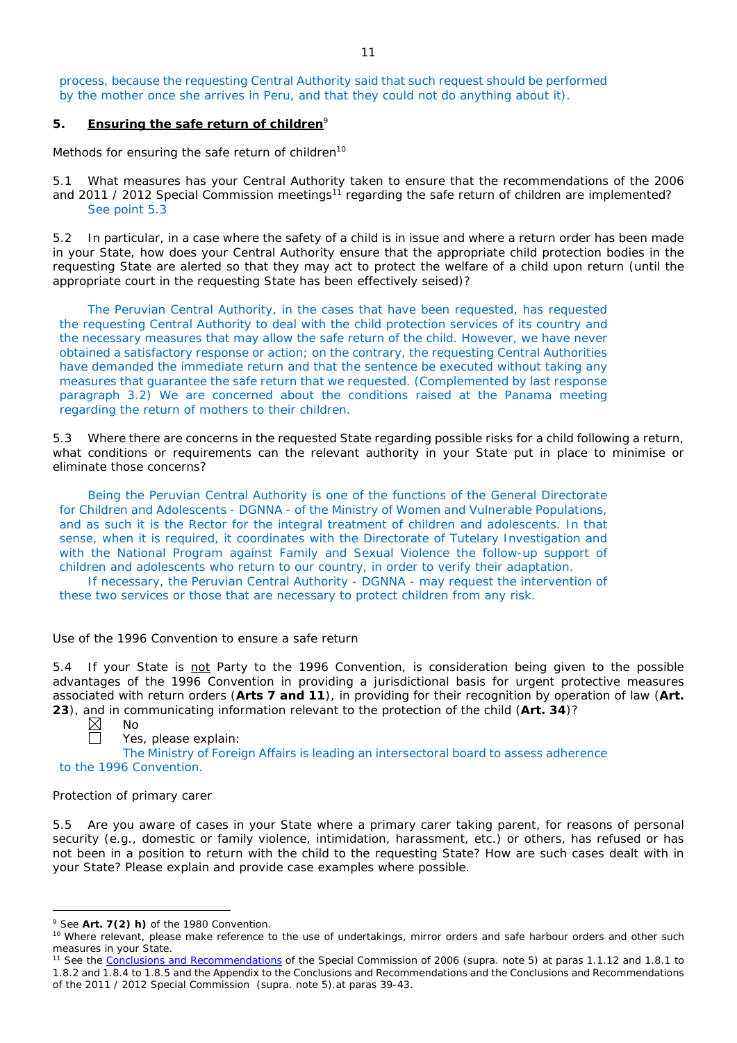process, because the requesting Central Authority said that such request should be performed by the mother once she arrives in Peru, and that they could not do anything about it).

## 5. **Ensuring the safe return of children**[9]

Methods for ensuring the safe return of children[10]

5.1 What measures has your Central Authority taken to ensure that the recommendations of the 2006 and 2011 / 2012 Special Commission meetings[11] regarding the safe return of children are implemented?

See point 5.3

5.2 In particular, in a case where the safety of a child is in issue and where a return order has been made in your State, how does your Central Authority ensure that the appropriate child protection bodies in the requesting State are alerted so that they may act to protect the welfare of a child upon return (until the appropriate court in the requesting State has been effectively seised)?

The Peruvian Central Authority, in the cases that have been requested, has requested the requesting Central Authority to deal with the child protection services of its country and the necessary measures that may allow the safe return of the child. However, we have never obtained a satisfactory response or action; on the contrary, the requesting Central Authorities have demanded the immediate return and that the sentence be executed without taking any measures that guarantee the safe return that we requested. (Complemented by last response paragraph 3.2) We are concerned about the conditions raised at the Panama meeting regarding the return of mothers to their children.

5.3 Where there are concerns in the requested State regarding possible risks for a child following a return, what conditions or requirements can the relevant authority in your State put in place to minimise or eliminate those concerns?

Being the Peruvian Central Authority is one of the functions of the General Directorate for Children and Adolescents - DGNNA - of the Ministry of Women and Vulnerable Populations, and as such it is the Rector for the integral treatment of children and adolescents. In that sense, when it is required, it coordinates with the Directorate of Tutelary Investigation and with the National Program against Family and Sexual Violence the follow-up support of children and adolescents who return to our country, in order to verify their adaptation.

If necessary, the Peruvian Central Authority - DGNNA - may request the intervention of these two services or those that are necessary to protect children from any risk.

Use of the 1996 Convention to ensure a safe return

5.4 If your State is not Party to the 1996 Convention, is consideration being given to the possible advantages of the 1996 Convention in providing a jurisdictional basis for urgent protective measures associated with return orders (**Arts 7 and 11**), in providing for their recognition by operation of law (**Art. 23**), and in communicating information relevant to the protection of the child (**Art. 34**)?

☒ No

☐ Yes, please explain:

The Ministry of Foreign Affairs is leading an intersectoral board to assess adherence to the 1996 Convention.

Protection of primary carer

5.5 Are you aware of cases in your State where a primary carer taking parent, for reasons of personal security (e.g., domestic or family violence, intimidation, harassment, etc.) or others, has refused or has not been in a position to return with the child to the requesting State? How are such cases dealt with in your State? Please explain and provide case examples where possible.

---

[9] See **Art. 7(2) h)** of the 1980 Convention.

[10] Where relevant, please make reference to the use of undertakings, mirror orders and safe harbour orders and other such measures in your State.

[11] See the Conclusions and Recommendations of the Special Commission of 2006 (supra. note 5) at paras 1.1.12 and 1.8.1 to 1.8.2 and 1.8.4 to 1.8.5 and the Appendix to the Conclusions and Recommendations and the Conclusions and Recommendations of the 2011 / 2012 Special Commission (supra. note 5).at paras 39-43.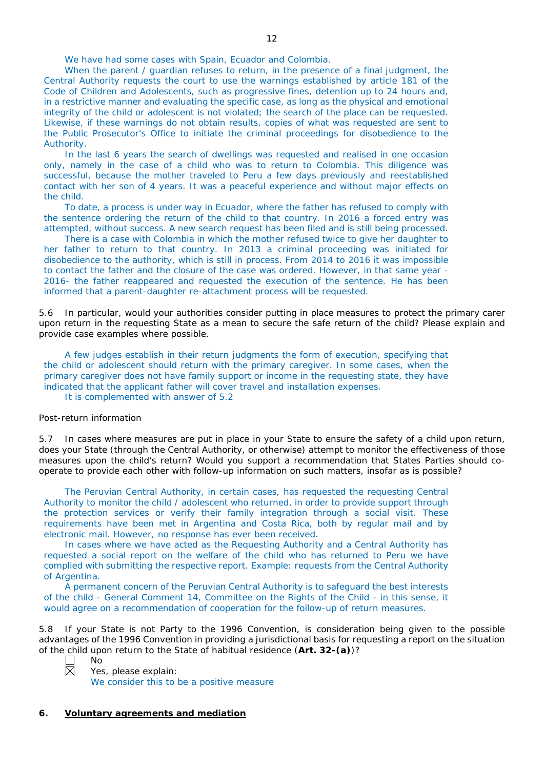We have had some cases with Spain, Ecuador and Colombia.

When the parent / guardian refuses to return, in the presence of a final judgment, the Central Authority requests the court to use the warnings established by article 181 of the Code of Children and Adolescents, such as progressive fines, detention up to 24 hours and, in a restrictive manner and evaluating the specific case, as long as the physical and emotional integrity of the child or adolescent is not violated; the search of the place can be requested. Likewise, if these warnings do not obtain results, copies of what was requested are sent to the Public Prosecutor's Office to initiate the criminal proceedings for disobedience to the Authority.

In the last 6 years the search of dwellings was requested and realised in one occasion only, namely in the case of a child who was to return to Colombia. This diligence was successful, because the mother traveled to Peru a few days previously and reestablished contact with her son of 4 years. It was a peaceful experience and without major effects on the child.

To date, a process is under way in Ecuador, where the father has refused to comply with the sentence ordering the return of the child to that country. In 2016 a forced entry was attempted, without success. A new search request has been filed and is still being processed.

There is a case with Colombia in which the mother refused twice to give her daughter to her father to return to that country. In 2013 a criminal proceeding was initiated for disobedience to the authority, which is still in process. From 2014 to 2016 it was impossible to contact the father and the closure of the case was ordered. However, in that same year - 2016- the father reappeared and requested the execution of the sentence. He has been informed that a parent-daughter re-attachment process will be requested.

5.6 In particular, would your authorities consider putting in place measures to protect the primary carer upon return in the requesting State as a mean to secure the safe return of the child? Please explain and provide case examples where possible.

A few judges establish in their return judgments the form of execution, specifying that the child or adolescent should return with the primary caregiver. In some cases, when the primary caregiver does not have family support or income in the requesting state, they have indicated that the applicant father will cover travel and installation expenses.

It is complemented with answer of 5.2

Post-return information

5.7 In cases where measures are put in place in your State to ensure the safety of a child upon return, does your State (through the Central Authority, or otherwise) attempt to monitor the effectiveness of those measures upon the child's return? Would you support a recommendation that States Parties should co-operate to provide each other with follow-up information on such matters, insofar as is possible?

The Peruvian Central Authority, in certain cases, has requested the requesting Central Authority to monitor the child / adolescent who returned, in order to provide support through the protection services or verify their family integration through a social visit. These requirements have been met in Argentina and Costa Rica, both by regular mail and by electronic mail. However, no response has ever been received.

In cases where we have acted as the Requesting Authority and a Central Authority has requested a social report on the welfare of the child who has returned to Peru we have complied with submitting the respective report. Example: requests from the Central Authority of Argentina.

A permanent concern of the Peruvian Central Authority is to safeguard the best interests of the child - General Comment 14, Committee on the Rights of the Child - in this sense, it would agree on a recommendation of cooperation for the follow-up of return measures.

5.8 If your State is not Party to the 1996 Convention, is consideration being given to the possible advantages of the 1996 Convention in providing a jurisdictional basis for requesting a report on the situation of the child upon return to the State of habitual residence (**Art. 32-(a)**)?

☐ No
☒ Yes, please explain:
We consider this to be a positive measure

## 6. Voluntary agreements and mediation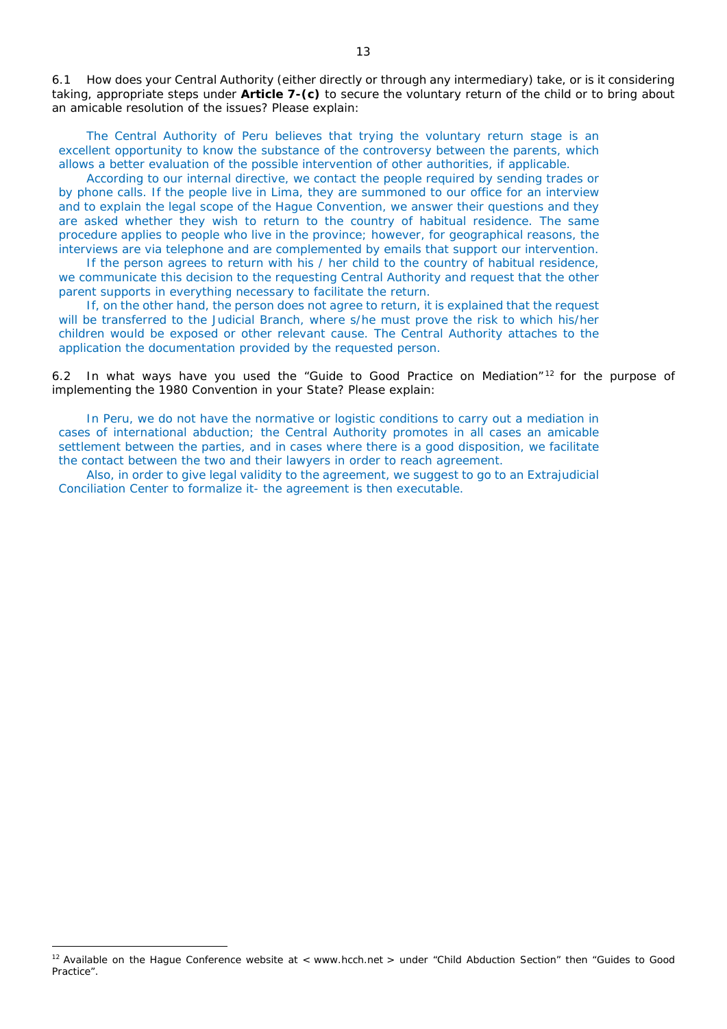6.1 How does your Central Authority (either directly or through any intermediary) take, or is it considering taking, appropriate steps under **Article 7-(c)** to secure the voluntary return of the child or to bring about an amicable resolution of the issues? Please explain:

The Central Authority of Peru believes that trying the voluntary return stage is an excellent opportunity to know the substance of the controversy between the parents, which allows a better evaluation of the possible intervention of other authorities, if applicable.

According to our internal directive, we contact the people required by sending trades or by phone calls. If the people live in Lima, they are summoned to our office for an interview and to explain the legal scope of the Hague Convention, we answer their questions and they are asked whether they wish to return to the country of habitual residence. The same procedure applies to people who live in the province; however, for geographical reasons, the interviews are via telephone and are complemented by emails that support our intervention.

If the person agrees to return with his / her child to the country of habitual residence, we communicate this decision to the requesting Central Authority and request that the other parent supports in everything necessary to facilitate the return.

If, on the other hand, the person does not agree to return, it is explained that the request will be transferred to the Judicial Branch, where s/he must prove the risk to which his/her children would be exposed or other relevant cause. The Central Authority attaches to the application the documentation provided by the requested person.

6.2 In what ways have you used the "Guide to Good Practice on Mediation"[12] for the purpose of implementing the 1980 Convention in your State? Please explain:

In Peru, we do not have the normative or logistic conditions to carry out a mediation in cases of international abduction; the Central Authority promotes in all cases an amicable settlement between the parties, and in cases where there is a good disposition, we facilitate the contact between the two and their lawyers in order to reach agreement.

Also, in order to give legal validity to the agreement, we suggest to go to an Extrajudicial Conciliation Center to formalize it- the agreement is then executable.

[12] Available on the Hague Conference website at < www.hcch.net > under "Child Abduction Section" then "Guides to Good Practice".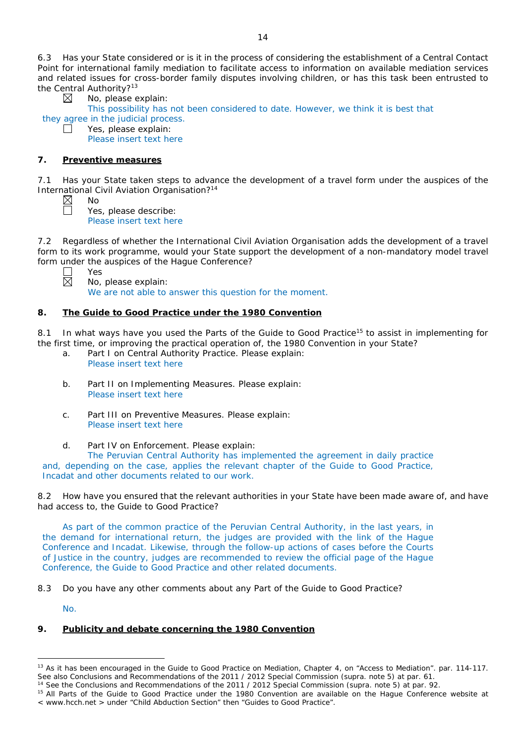6.3 Has your State considered or is it in the process of considering the establishment of a Central Contact Point for international family mediation to facilitate access to information on available mediation services and related issues for cross-border family disputes involving children, or has this task been entrusted to the Central Authority?[13]

☒ No, please explain:
This possibility has not been considered to date. However, we think it is best that they agree in the judicial process.

☐ Yes, please explain:
Please insert text here

## 7. Preventive measures

7.1 Has your State taken steps to advance the development of a travel form under the auspices of the International Civil Aviation Organisation?[14]

☒ No

☐ Yes, please describe:
Please insert text here

7.2 Regardless of whether the International Civil Aviation Organisation adds the development of a travel form to its work programme, would your State support the development of a non-mandatory model travel form under the auspices of the Hague Conference?

☐ Yes

☒ No, please explain:
We are not able to answer this question for the moment.

## 8. The Guide to Good Practice under the 1980 Convention

8.1 In what ways have you used the Parts of the Guide to Good Practice[15] to assist in implementing for the first time, or improving the practical operation of, the 1980 Convention in your State?

a. Part I on Central Authority Practice. Please explain:
Please insert text here

b. Part II on Implementing Measures. Please explain:
Please insert text here

c. Part III on Preventive Measures. Please explain:
Please insert text here

d. Part IV on Enforcement. Please explain:
The Peruvian Central Authority has implemented the agreement in daily practice and, depending on the case, applies the relevant chapter of the Guide to Good Practice, Incadat and other documents related to our work.

8.2 How have you ensured that the relevant authorities in your State have been made aware of, and have had access to, the Guide to Good Practice?

As part of the common practice of the Peruvian Central Authority, in the last years, in the demand for international return, the judges are provided with the link of the Hague Conference and Incadat. Likewise, through the follow-up actions of cases before the Courts of Justice in the country, judges are recommended to review the official page of the Hague Conference, the Guide to Good Practice and other related documents.

8.3 Do you have any other comments about any Part of the Guide to Good Practice?

No.

## 9. Publicity and debate concerning the 1980 Convention

---

[13] As it has been encouraged in the Guide to Good Practice on Mediation, Chapter 4, on "Access to Mediation". par. 114-117. See also Conclusions and Recommendations of the 2011 / 2012 Special Commission (supra. note 5) at par. 61.

[14] See the Conclusions and Recommendations of the 2011 / 2012 Special Commission (supra. note 5) at par. 92.

[15] All Parts of the Guide to Good Practice under the 1980 Convention are available on the Hague Conference website at < www.hcch.net > under "Child Abduction Section" then "Guides to Good Practice".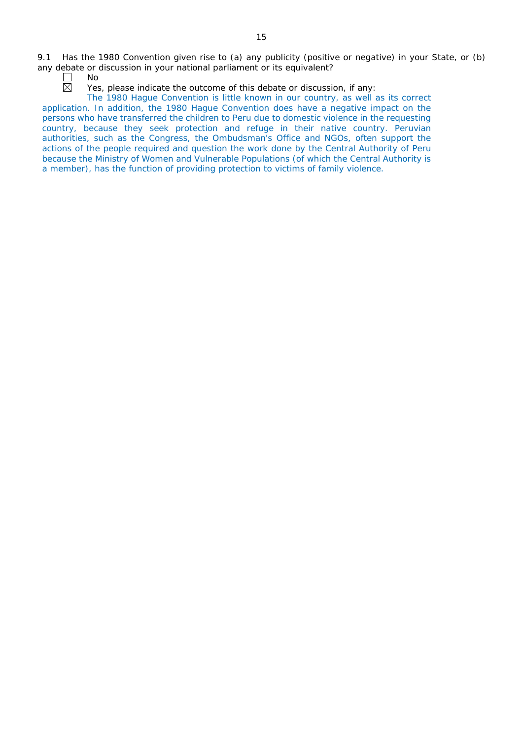9.1 Has the 1980 Convention given rise to (a) any publicity (positive or negative) in your State, or (b) any debate or discussion in your national parliament or its equivalent?

☐ No

☒ Yes, please indicate the outcome of this debate or discussion, if any:

The 1980 Hague Convention is little known in our country, as well as its correct application. In addition, the 1980 Hague Convention does have a negative impact on the persons who have transferred the children to Peru due to domestic violence in the requesting country, because they seek protection and refuge in their native country. Peruvian authorities, such as the Congress, the Ombudsman's Office and NGOs, often support the actions of the people required and question the work done by the Central Authority of Peru because the Ministry of Women and Vulnerable Populations (of which the Central Authority is a member), has the function of providing protection to victims of family violence.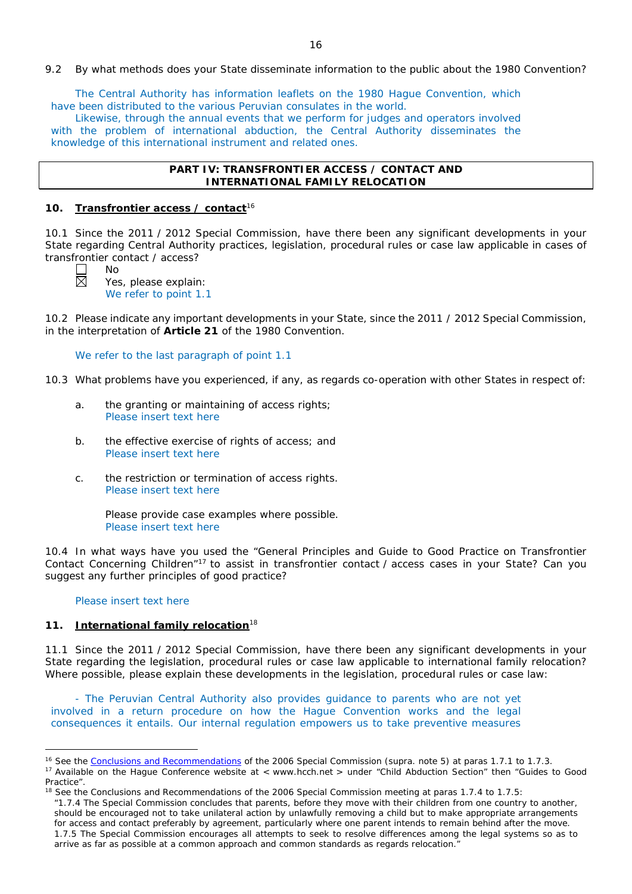9.2 By what methods does your State disseminate information to the public about the 1980 Convention?

The Central Authority has information leaflets on the 1980 Hague Convention, which have been distributed to the various Peruvian consulates in the world.

Likewise, through the annual events that we perform for judges and operators involved with the problem of international abduction, the Central Authority disseminates the knowledge of this international instrument and related ones.

| **PART IV: TRANSFRONTIER ACCESS / CONTACT AND INTERNATIONAL FAMILY RELOCATION** |
|---|

## 10. Transfrontier access / contact[16]

10.1 Since the 2011 / 2012 Special Commission, have there been any significant developments in your State regarding Central Authority practices, legislation, procedural rules or case law applicable in cases of transfrontier contact / access?

☐ No

☒ Yes, please explain:
We refer to point 1.1

10.2 Please indicate any important developments in your State, since the 2011 / 2012 Special Commission, in the interpretation of **Article 21** of the 1980 Convention.

We refer to the last paragraph of point 1.1

10.3 What problems have you experienced, if any, as regards co-operation with other States in respect of:

a. the granting or maintaining of access rights;
Please insert text here

b. the effective exercise of rights of access; and
Please insert text here

c. the restriction or termination of access rights.
Please insert text here

Please provide case examples where possible.
Please insert text here

10.4 In what ways have you used the "General Principles and Guide to Good Practice on Transfrontier Contact Concerning Children"[17] to assist in transfrontier contact / access cases in your State? Can you suggest any further principles of good practice?

Please insert text here

## 11. International family relocation[18]

11.1 Since the 2011 / 2012 Special Commission, have there been any significant developments in your State regarding the legislation, procedural rules or case law applicable to international family relocation? Where possible, please explain these developments in the legislation, procedural rules or case law:

- The Peruvian Central Authority also provides guidance to parents who are not yet involved in a return procedure on how the Hague Convention works and the legal consequences it entails. Our internal regulation empowers us to take preventive measures

---

[16] See the Conclusions and Recommendations of the 2006 Special Commission (supra. note 5) at paras 1.7.1 to 1.7.3.

[17] Available on the Hague Conference website at < www.hcch.net > under "Child Abduction Section" then "Guides to Good Practice".

[18] See the Conclusions and Recommendations of the 2006 Special Commission meeting at paras 1.7.4 to 1.7.5:
"1.7.4 The Special Commission concludes that parents, before they move with their children from one country to another, should be encouraged not to take unilateral action by unlawfully removing a child but to make appropriate arrangements for access and contact preferably by agreement, particularly where one parent intends to remain behind after the move.
1.7.5 The Special Commission encourages all attempts to seek to resolve differences among the legal systems so as to arrive as far as possible at a common approach and common standards as regards relocation."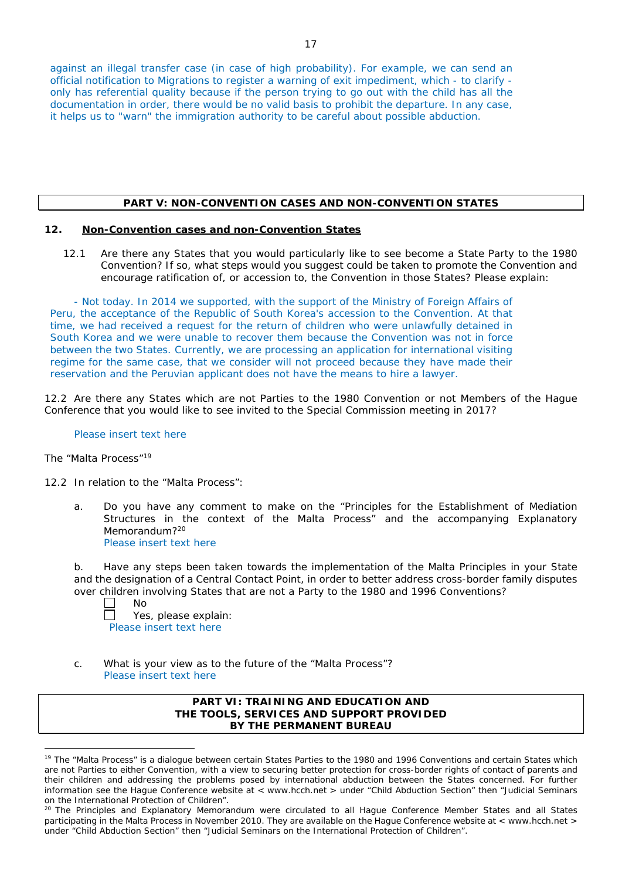against an illegal transfer case (in case of high probability). For example, we can send an official notification to Migrations to register a warning of exit impediment, which - to clarify - only has referential quality because if the person trying to go out with the child has all the documentation in order, there would be no valid basis to prohibit the departure. In any case, it helps us to "warn" the immigration authority to be careful about possible abduction.

## PART V: NON-CONVENTION CASES AND NON-CONVENTION STATES

### 12. Non-Convention cases and non-Convention States

12.1 Are there any States that you would particularly like to see become a State Party to the 1980 Convention? If so, what steps would you suggest could be taken to promote the Convention and encourage ratification of, or accession to, the Convention in those States? Please explain:

- Not today. In 2014 we supported, with the support of the Ministry of Foreign Affairs of Peru, the acceptance of the Republic of South Korea's accession to the Convention. At that time, we had received a request for the return of children who were unlawfully detained in South Korea and we were unable to recover them because the Convention was not in force between the two States. Currently, we are processing an application for international visiting regime for the same case, that we consider will not proceed because they have made their reservation and the Peruvian applicant does not have the means to hire a lawyer.

12.2 Are there any States which are not Parties to the 1980 Convention or not Members of the Hague Conference that you would like to see invited to the Special Commission meeting in 2017?

Please insert text here

The "Malta Process"[19]

12.2 In relation to the "Malta Process":

a. Do you have any comment to make on the "Principles for the Establishment of Mediation Structures in the context of the Malta Process" and the accompanying Explanatory Memorandum?[20]
Please insert text here

b. Have any steps been taken towards the implementation of the Malta Principles in your State and the designation of a Central Contact Point, in order to better address cross-border family disputes over children involving States that are not a Party to the 1980 and 1996 Conventions?

☐ No
☐ Yes, please explain:
Please insert text here

c. What is your view as to the future of the "Malta Process"?
Please insert text here

## PART VI: TRAINING AND EDUCATION AND THE TOOLS, SERVICES AND SUPPORT PROVIDED BY THE PERMANENT BUREAU

---

[19] The "Malta Process" is a dialogue between certain States Parties to the 1980 and 1996 Conventions and certain States which are not Parties to either Convention, with a view to securing better protection for cross-border rights of contact of parents and their children and addressing the problems posed by international abduction between the States concerned. For further information see the Hague Conference website at < www.hcch.net > under "Child Abduction Section" then "Judicial Seminars on the International Protection of Children".

[20] The Principles and Explanatory Memorandum were circulated to all Hague Conference Member States and all States participating in the Malta Process in November 2010. They are available on the Hague Conference website at < www.hcch.net > under "Child Abduction Section" then "Judicial Seminars on the International Protection of Children".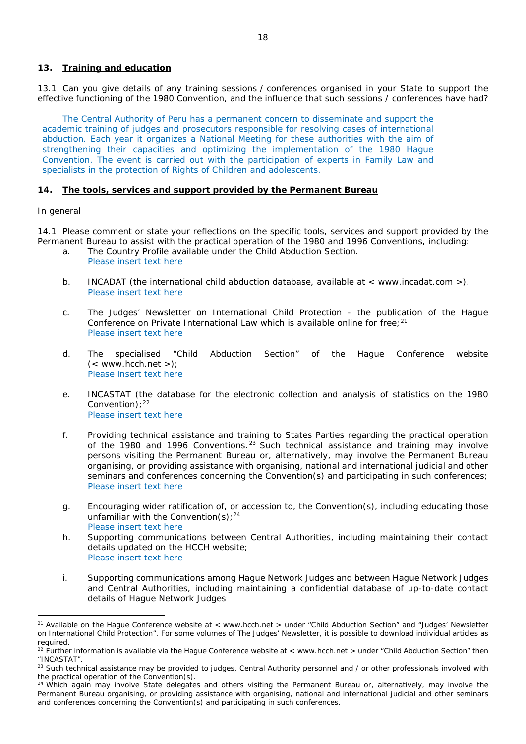## 13. <u>Training and education</u>

13.1 Can you give details of any training sessions / conferences organised in your State to support the effective functioning of the 1980 Convention, and the influence that such sessions / conferences have had?

The Central Authority of Peru has a permanent concern to disseminate and support the academic training of judges and prosecutors responsible for resolving cases of international abduction. Each year it organizes a National Meeting for these authorities with the aim of strengthening their capacities and optimizing the implementation of the 1980 Hague Convention. The event is carried out with the participation of experts in Family Law and specialists in the protection of Rights of Children and adolescents.

## 14. <u>The tools, services and support provided by the Permanent Bureau</u>

In general

14.1 Please comment or state your reflections on the specific tools, services and support provided by the Permanent Bureau to assist with the practical operation of the 1980 and 1996 Conventions, including:

a. The Country Profile available under the Child Abduction Section.
Please insert text here

b. INCADAT (the international child abduction database, available at < www.incadat.com >).
Please insert text here

c. The Judges' Newsletter on International Child Protection - the publication of the Hague Conference on Private International Law which is available online for free;[21]
Please insert text here

d. The specialised "Child Abduction Section" of the Hague Conference website (< www.hcch.net >);
Please insert text here

e. INCASTAT (the database for the electronic collection and analysis of statistics on the 1980 Convention);[22]
Please insert text here

f. Providing technical assistance and training to States Parties regarding the practical operation of the 1980 and 1996 Conventions.[23] Such technical assistance and training may involve persons visiting the Permanent Bureau or, alternatively, may involve the Permanent Bureau organising, or providing assistance with organising, national and international judicial and other seminars and conferences concerning the Convention(s) and participating in such conferences;
Please insert text here

g. Encouraging wider ratification of, or accession to, the Convention(s), including educating those unfamiliar with the Convention(s);[24]
Please insert text here

h. Supporting communications between Central Authorities, including maintaining their contact details updated on the HCCH website;
Please insert text here

i. Supporting communications among Hague Network Judges and between Hague Network Judges and Central Authorities, including maintaining a confidential database of up-to-date contact details of Hague Network Judges

---

[21] Available on the Hague Conference website at < www.hcch.net > under "Child Abduction Section" and "Judges' Newsletter on International Child Protection". For some volumes of The Judges' Newsletter, it is possible to download individual articles as required.

[22] Further information is available via the Hague Conference website at < www.hcch.net > under "Child Abduction Section" then "INCASTAT".

[23] Such technical assistance may be provided to judges, Central Authority personnel and / or other professionals involved with the practical operation of the Convention(s).

[24] Which again may involve State delegates and others visiting the Permanent Bureau or, alternatively, may involve the Permanent Bureau organising, or providing assistance with organising, national and international judicial and other seminars and conferences concerning the Convention(s) and participating in such conferences.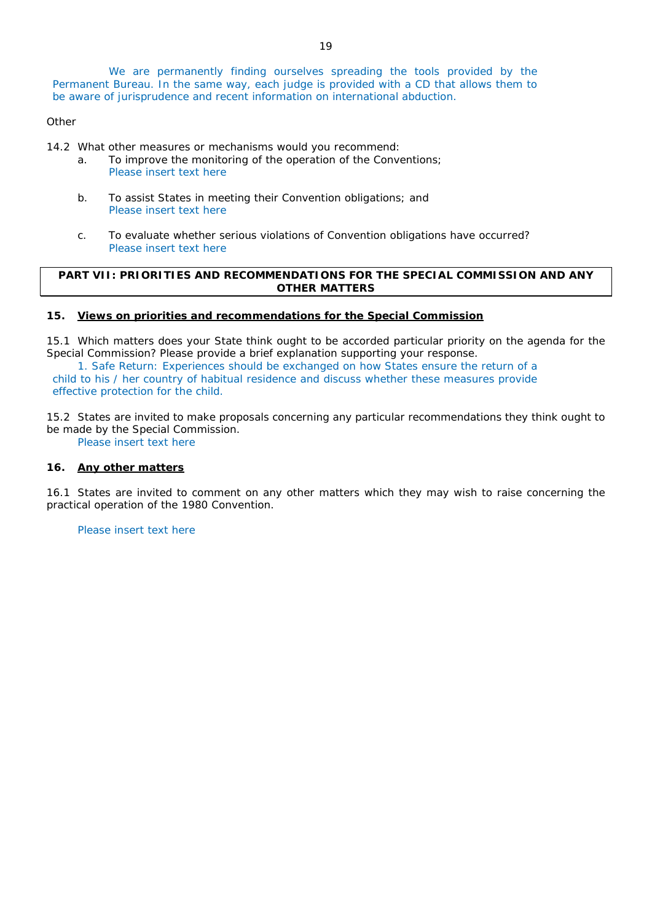We are permanently finding ourselves spreading the tools provided by the Permanent Bureau. In the same way, each judge is provided with a CD that allows them to be aware of jurisprudence and recent information on international abduction.

Other

14.2 What other measures or mechanisms would you recommend:

a. To improve the monitoring of the operation of the Conventions;
Please insert text here

b. To assist States in meeting their Convention obligations; and
Please insert text here

c. To evaluate whether serious violations of Convention obligations have occurred?
Please insert text here

## PART VII: PRIORITIES AND RECOMMENDATIONS FOR THE SPECIAL COMMISSION AND ANY OTHER MATTERS

### 15. Views on priorities and recommendations for the Special Commission

15.1 Which matters does your State think ought to be accorded particular priority on the agenda for the Special Commission? Please provide a brief explanation supporting your response.

1. Safe Return: Experiences should be exchanged on how States ensure the return of a child to his / her country of habitual residence and discuss whether these measures provide effective protection for the child.

15.2 States are invited to make proposals concerning any particular recommendations they think ought to be made by the Special Commission.

Please insert text here

### 16. Any other matters

16.1 States are invited to comment on any other matters which they may wish to raise concerning the practical operation of the 1980 Convention.

Please insert text here